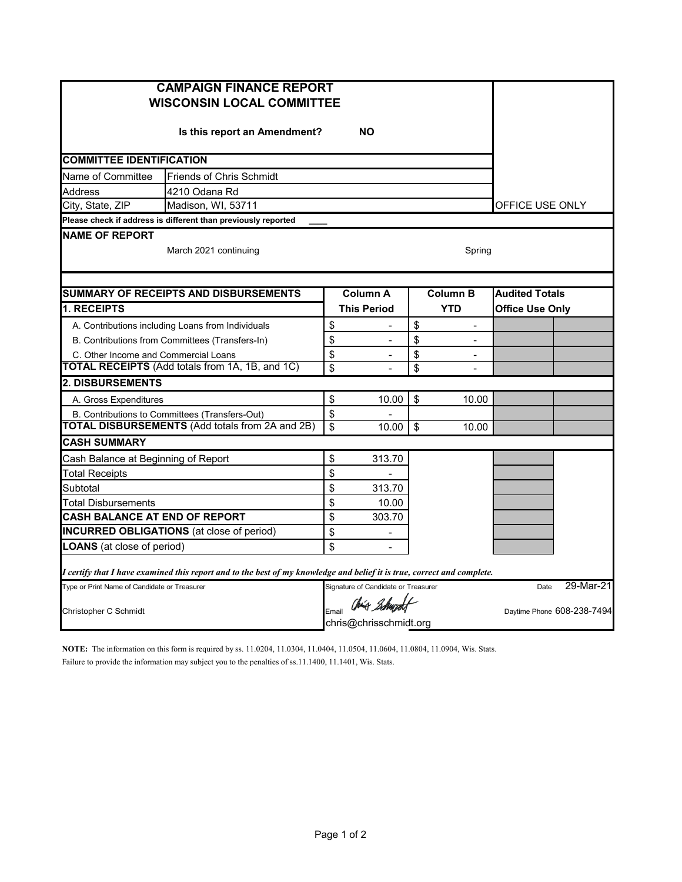# CAMPAIGN FINANCE REPORT
# WISCONSIN LOCAL COMMITTEE

**Is this report an Amendment?** **NO**

OFFICE USE ONLY

## COMMITTEE IDENTIFICATION

| | |
|---|---|
| Name of Committee | Friends of Chris Schmidt |
| Address | 4210 Odana Rd |
| City, State, ZIP | Madison, WI, 53711 |

**Please check if address is different than previously reported** ___

## NAME OF REPORT

March 2021 continuing | Spring

| SUMMARY OF RECEIPTS AND DISBURSEMENTS | Column A | Column B | Audited Totals | |
|---|---|---|---|---|
| **1. RECEIPTS** | **This Period** | **YTD** | **Office Use Only** | |
| A. Contributions including Loans from Individuals | $ - | $ - | | |
| B. Contributions from Committees (Transfers-In) | $ - | $ - | | |
| C. Other Income and Commercial Loans | $ - | $ - | | |
| **TOTAL RECEIPTS** (Add totals from 1A, 1B, and 1C) | $ - | $ - | | |
| **2. DISBURSEMENTS** | | | | |
| A. Gross Expenditures | $ 10.00 | $ 10.00 | | |
| B. Contributions to Committees (Transfers-Out) | $ - | | | |
| **TOTAL DISBURSEMENTS** (Add totals from 2A and 2B) | $ 10.00 | $ 10.00 | | |
| **CASH SUMMARY** | | | | |
| Cash Balance at Beginning of Report | $ 313.70 | | | |
| Total Receipts | $ - | | | |
| Subtotal | $ 313.70 | | | |
| Total Disbursements | $ 10.00 | | | |
| **CASH BALANCE AT END OF REPORT** | $ 303.70 | | | |
| **INCURRED OBLIGATIONS** (at close of period) | $ - | | | |
| **LOANS** (at close of period) | $ - | | | |

***I certify that I have examined this report and to the best of my knowledge and belief it is true, correct and complete.***

| Type or Print Name of Candidate or Treasurer | Signature of Candidate or Treasurer | Date 29-Mar-21 |
|---|---|---|
| Christopher C Schmidt | Email chris@chrisschmidt.org | Daytime Phone 608-238-7494 |

**NOTE:** The information on this form is required by ss. 11.0204, 11.0304, 11.0404, 11.0504, 11.0604, 11.0804, 11.0904, Wis. Stats.
Failure to provide the information may subject you to the penalties of ss.11.1400, 11.1401, Wis. Stats.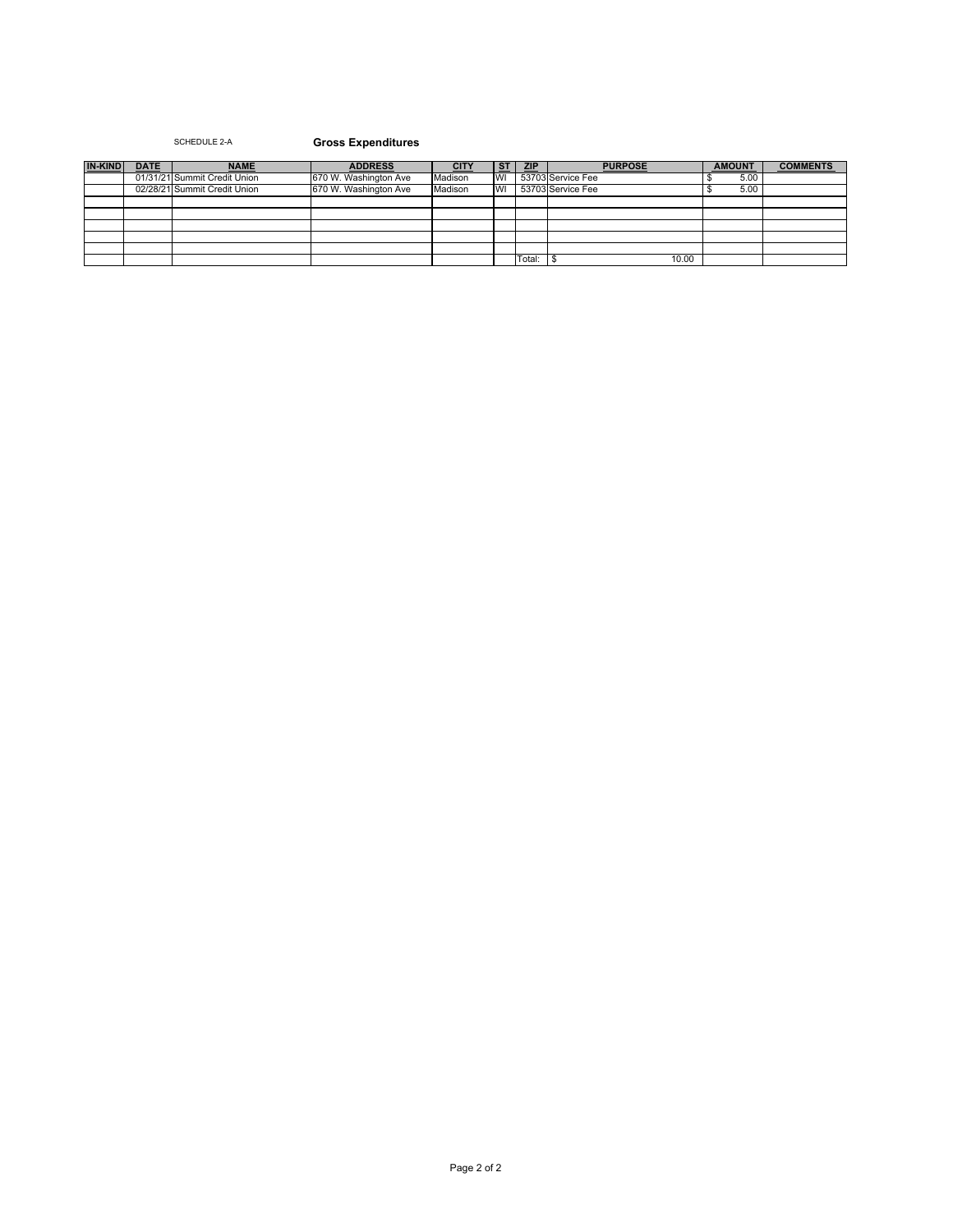SCHEDULE 2-A

## Gross Expenditures

| IN-KIND | DATE | NAME | ADDRESS | CITY | ST | ZIP | PURPOSE | AMOUNT | COMMENTS |
|---|---|---|---|---|---|---|---|---|---|
| | 01/31/21 | Summit Credit Union | 670 W. Washington Ave | Madison | WI | 53703 | Service Fee | $ 5.00 | |
| | 02/28/21 | Summit Credit Union | 670 W. Washington Ave | Madison | WI | 53703 | Service Fee | $ 5.00 | |
| | | | | | | | | | |
| | | | | | | | | | |
| | | | | | | | | | |
| | | | | | | | | | |
| | | | | | | | | | |
| | | | | | | Total: | $ 10.00 | | |